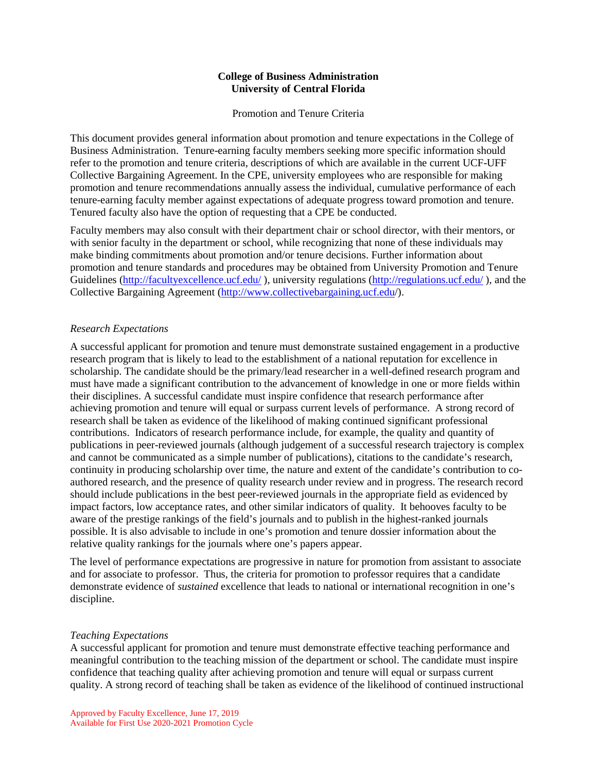**College of Business Administration**
**University of Central Florida**

Promotion and Tenure Criteria

This document provides general information about promotion and tenure expectations in the College of Business Administration. Tenure-earning faculty members seeking more specific information should refer to the promotion and tenure criteria, descriptions of which are available in the current UCF-UFF Collective Bargaining Agreement. In the CPE, university employees who are responsible for making promotion and tenure recommendations annually assess the individual, cumulative performance of each tenure-earning faculty member against expectations of adequate progress toward promotion and tenure. Tenured faculty also have the option of requesting that a CPE be conducted.

Faculty members may also consult with their department chair or school director, with their mentors, or with senior faculty in the department or school, while recognizing that none of these individuals may make binding commitments about promotion and/or tenure decisions. Further information about promotion and tenure standards and procedures may be obtained from University Promotion and Tenure Guidelines (http://facultyexcellence.ucf.edu/ ), university regulations (http://regulations.ucf.edu/ ), and the Collective Bargaining Agreement (http://www.collectivebargaining.ucf.edu/).

*Research Expectations*

A successful applicant for promotion and tenure must demonstrate sustained engagement in a productive research program that is likely to lead to the establishment of a national reputation for excellence in scholarship. The candidate should be the primary/lead researcher in a well-defined research program and must have made a significant contribution to the advancement of knowledge in one or more fields within their disciplines. A successful candidate must inspire confidence that research performance after achieving promotion and tenure will equal or surpass current levels of performance. A strong record of research shall be taken as evidence of the likelihood of making continued significant professional contributions. Indicators of research performance include, for example, the quality and quantity of publications in peer-reviewed journals (although judgement of a successful research trajectory is complex and cannot be communicated as a simple number of publications), citations to the candidate's research, continuity in producing scholarship over time, the nature and extent of the candidate's contribution to co-authored research, and the presence of quality research under review and in progress. The research record should include publications in the best peer-reviewed journals in the appropriate field as evidenced by impact factors, low acceptance rates, and other similar indicators of quality. It behooves faculty to be aware of the prestige rankings of the field's journals and to publish in the highest-ranked journals possible. It is also advisable to include in one's promotion and tenure dossier information about the relative quality rankings for the journals where one's papers appear.

The level of performance expectations are progressive in nature for promotion from assistant to associate and for associate to professor. Thus, the criteria for promotion to professor requires that a candidate demonstrate evidence of *sustained* excellence that leads to national or international recognition in one's discipline.

*Teaching Expectations*

A successful applicant for promotion and tenure must demonstrate effective teaching performance and meaningful contribution to the teaching mission of the department or school. The candidate must inspire confidence that teaching quality after achieving promotion and tenure will equal or surpass current quality. A strong record of teaching shall be taken as evidence of the likelihood of continued instructional

Approved by Faculty Excellence, June 17, 2019
Available for First Use 2020-2021 Promotion Cycle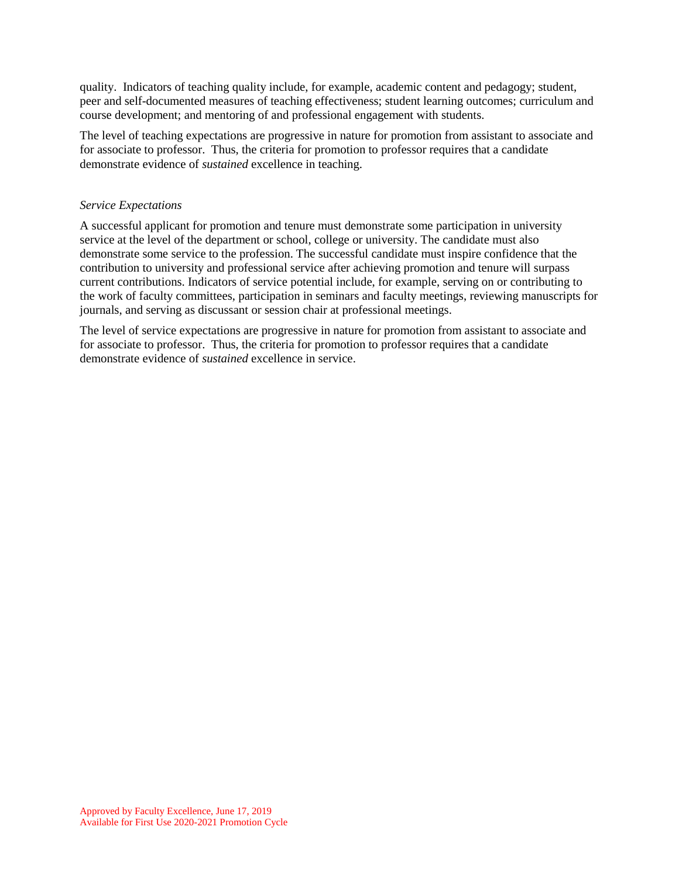quality. Indicators of teaching quality include, for example, academic content and pedagogy; student, peer and self-documented measures of teaching effectiveness; student learning outcomes; curriculum and course development; and mentoring of and professional engagement with students.

The level of teaching expectations are progressive in nature for promotion from assistant to associate and for associate to professor. Thus, the criteria for promotion to professor requires that a candidate demonstrate evidence of *sustained* excellence in teaching.

*Service Expectations*

A successful applicant for promotion and tenure must demonstrate some participation in university service at the level of the department or school, college or university. The candidate must also demonstrate some service to the profession. The successful candidate must inspire confidence that the contribution to university and professional service after achieving promotion and tenure will surpass current contributions. Indicators of service potential include, for example, serving on or contributing to the work of faculty committees, participation in seminars and faculty meetings, reviewing manuscripts for journals, and serving as discussant or session chair at professional meetings.

The level of service expectations are progressive in nature for promotion from assistant to associate and for associate to professor. Thus, the criteria for promotion to professor requires that a candidate demonstrate evidence of *sustained* excellence in service.

Approved by Faculty Excellence, June 17, 2019
Available for First Use 2020-2021 Promotion Cycle